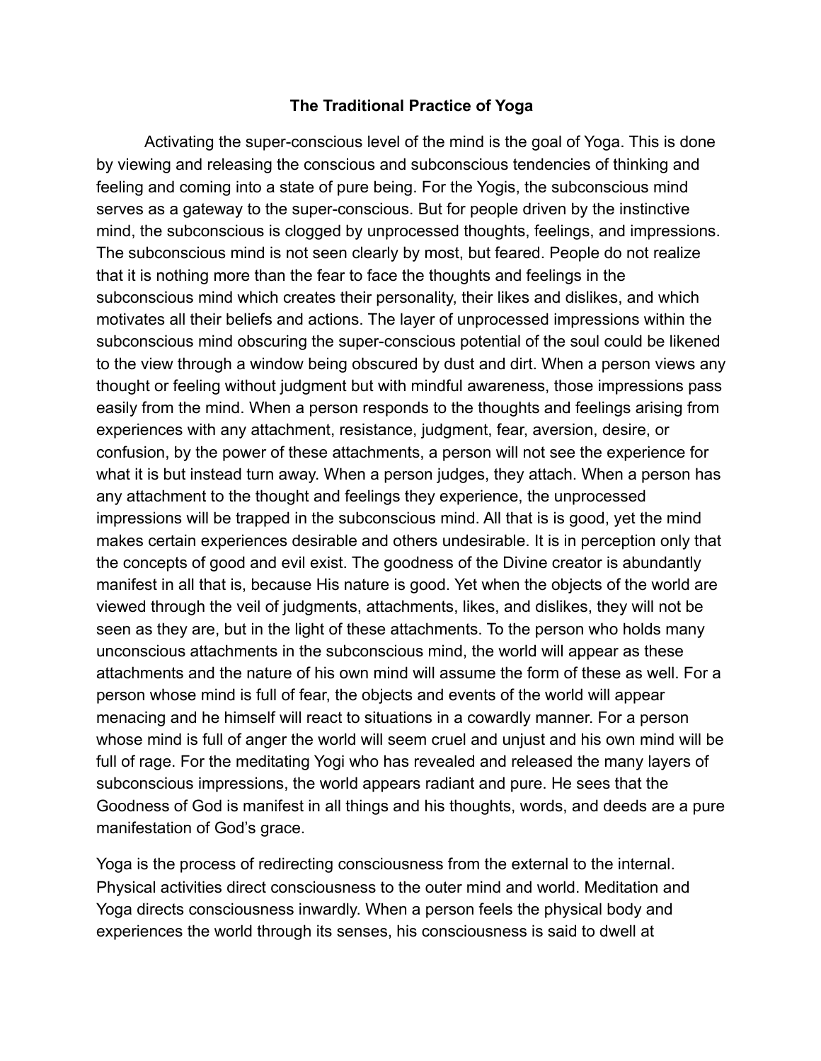**The Traditional Practice of Yoga**

Activating the super-conscious level of the mind is the goal of Yoga. This is done by viewing and releasing the conscious and subconscious tendencies of thinking and feeling and coming into a state of pure being. For the Yogis, the subconscious mind serves as a gateway to the super-conscious. But for people driven by the instinctive mind, the subconscious is clogged by unprocessed thoughts, feelings, and impressions. The subconscious mind is not seen clearly by most, but feared. People do not realize that it is nothing more than the fear to face the thoughts and feelings in the subconscious mind which creates their personality, their likes and dislikes, and which motivates all their beliefs and actions. The layer of unprocessed impressions within the subconscious mind obscuring the super-conscious potential of the soul could be likened to the view through a window being obscured by dust and dirt. When a person views any thought or feeling without judgment but with mindful awareness, those impressions pass easily from the mind. When a person responds to the thoughts and feelings arising from experiences with any attachment, resistance, judgment, fear, aversion, desire, or confusion, by the power of these attachments, a person will not see the experience for what it is but instead turn away. When a person judges, they attach. When a person has any attachment to the thought and feelings they experience, the unprocessed impressions will be trapped in the subconscious mind. All that is is good, yet the mind makes certain experiences desirable and others undesirable. It is in perception only that the concepts of good and evil exist. The goodness of the Divine creator is abundantly manifest in all that is, because His nature is good. Yet when the objects of the world are viewed through the veil of judgments, attachments, likes, and dislikes, they will not be seen as they are, but in the light of these attachments. To the person who holds many unconscious attachments in the subconscious mind, the world will appear as these attachments and the nature of his own mind will assume the form of these as well. For a person whose mind is full of fear, the objects and events of the world will appear menacing and he himself will react to situations in a cowardly manner. For a person whose mind is full of anger the world will seem cruel and unjust and his own mind will be full of rage. For the meditating Yogi who has revealed and released the many layers of subconscious impressions, the world appears radiant and pure. He sees that the Goodness of God is manifest in all things and his thoughts, words, and deeds are a pure manifestation of God's grace.

Yoga is the process of redirecting consciousness from the external to the internal. Physical activities direct consciousness to the outer mind and world. Meditation and Yoga directs consciousness inwardly. When a person feels the physical body and experiences the world through its senses, his consciousness is said to dwell at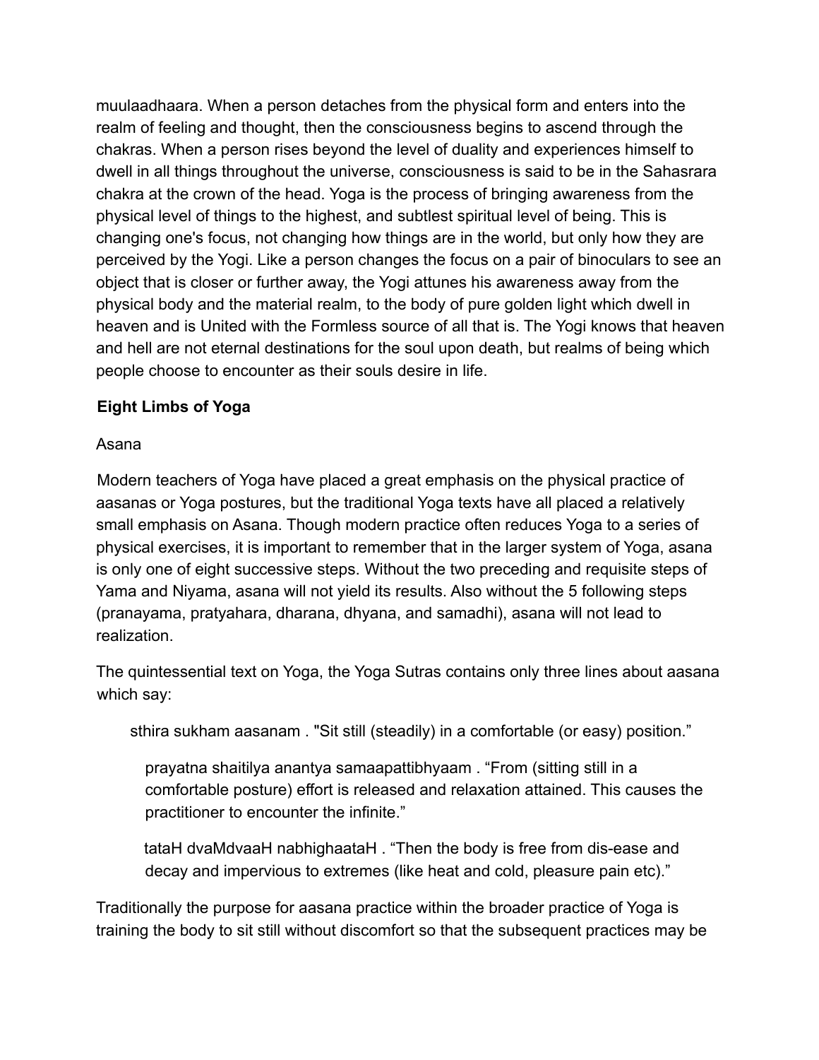muulaadhaara. When a person detaches from the physical form and enters into the realm of feeling and thought, then the consciousness begins to ascend through the chakras. When a person rises beyond the level of duality and experiences himself to dwell in all things throughout the universe, consciousness is said to be in the Sahasrara chakra at the crown of the head. Yoga is the process of bringing awareness from the physical level of things to the highest, and subtlest spiritual level of being. This is changing one's focus, not changing how things are in the world, but only how they are perceived by the Yogi. Like a person changes the focus on a pair of binoculars to see an object that is closer or further away, the Yogi attunes his awareness away from the physical body and the material realm, to the body of pure golden light which dwell in heaven and is United with the Formless source of all that is. The Yogi knows that heaven and hell are not eternal destinations for the soul upon death, but realms of being which people choose to encounter as their souls desire in life.

## Eight Limbs of Yoga

### Asana

Modern teachers of Yoga have placed a great emphasis on the physical practice of aasanas or Yoga postures, but the traditional Yoga texts have all placed a relatively small emphasis on Asana. Though modern practice often reduces Yoga to a series of physical exercises, it is important to remember that in the larger system of Yoga, asana is only one of eight successive steps. Without the two preceding and requisite steps of Yama and Niyama, asana will not yield its results. Also without the 5 following steps (pranayama, pratyahara, dharana, dhyana, and samadhi), asana will not lead to realization.

The quintessential text on Yoga, the Yoga Sutras contains only three lines about aasana which say:

> sthira sukham aasanam . "Sit still (steadily) in a comfortable (or easy) position."
>
> prayatna shaitilya anantya samaapattibhyaam . "From (sitting still in a comfortable posture) effort is released and relaxation attained. This causes the practitioner to encounter the infinite."
>
> tataH dvaMdvaaH nabhighaataH . "Then the body is free from dis-ease and decay and impervious to extremes (like heat and cold, pleasure pain etc)."

Traditionally the purpose for aasana practice within the broader practice of Yoga is training the body to sit still without discomfort so that the subsequent practices may be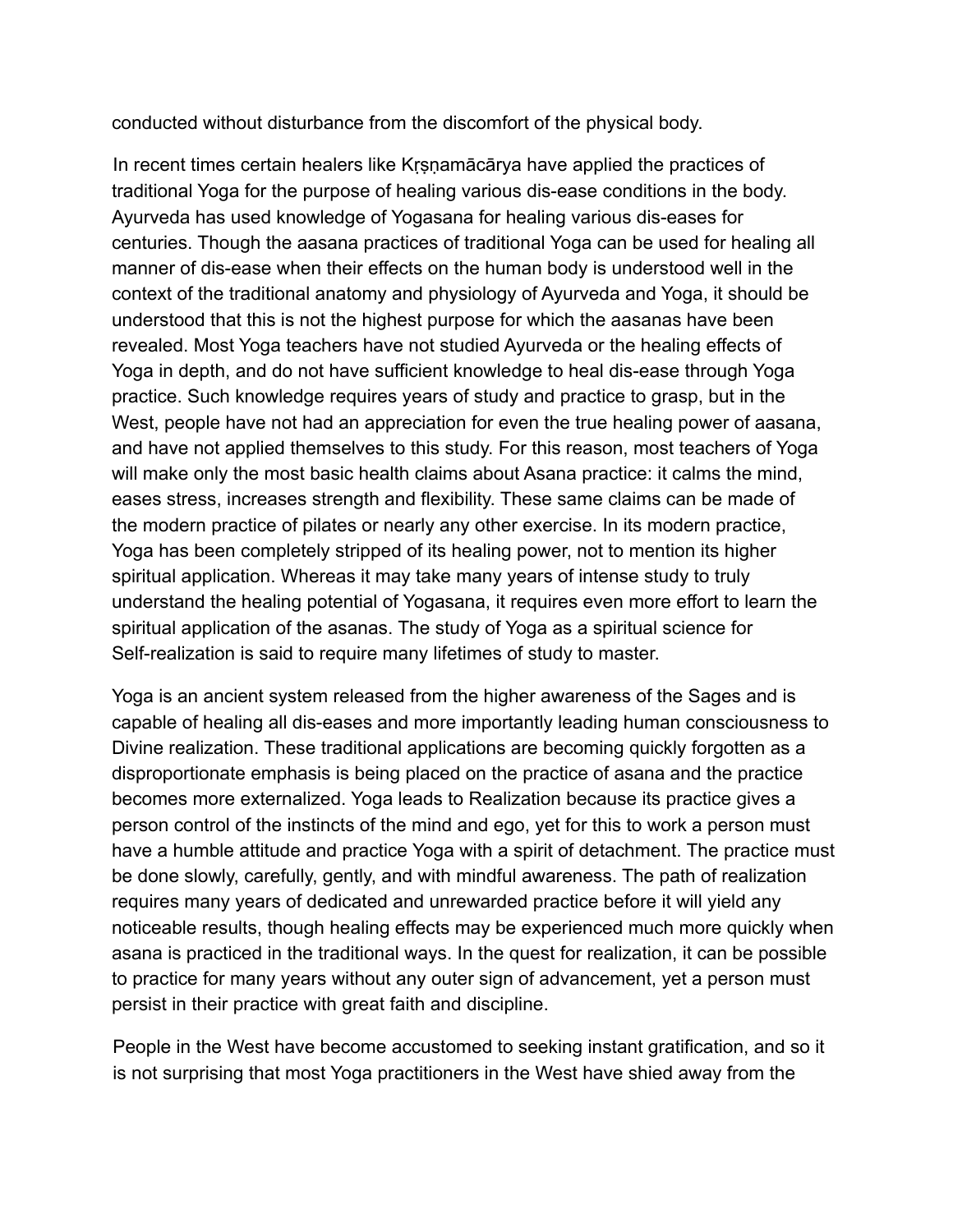conducted without disturbance from the discomfort of the physical body.

In recent times certain healers like Kṛṣṇamācārya have applied the practices of traditional Yoga for the purpose of healing various dis-ease conditions in the body. Ayurveda has used knowledge of Yogasana for healing various dis-eases for centuries. Though the aasana practices of traditional Yoga can be used for healing all manner of dis-ease when their effects on the human body is understood well in the context of the traditional anatomy and physiology of Ayurveda and Yoga, it should be understood that this is not the highest purpose for which the aasanas have been revealed. Most Yoga teachers have not studied Ayurveda or the healing effects of Yoga in depth, and do not have sufficient knowledge to heal dis-ease through Yoga practice. Such knowledge requires years of study and practice to grasp, but in the West, people have not had an appreciation for even the true healing power of aasana, and have not applied themselves to this study. For this reason, most teachers of Yoga will make only the most basic health claims about Asana practice: it calms the mind, eases stress, increases strength and flexibility. These same claims can be made of the modern practice of pilates or nearly any other exercise. In its modern practice, Yoga has been completely stripped of its healing power, not to mention its higher spiritual application. Whereas it may take many years of intense study to truly understand the healing potential of Yogasana, it requires even more effort to learn the spiritual application of the asanas. The study of Yoga as a spiritual science for Self-realization is said to require many lifetimes of study to master.

Yoga is an ancient system released from the higher awareness of the Sages and is capable of healing all dis-eases and more importantly leading human consciousness to Divine realization. These traditional applications are becoming quickly forgotten as a disproportionate emphasis is being placed on the practice of asana and the practice becomes more externalized. Yoga leads to Realization because its practice gives a person control of the instincts of the mind and ego, yet for this to work a person must have a humble attitude and practice Yoga with a spirit of detachment. The practice must be done slowly, carefully, gently, and with mindful awareness. The path of realization requires many years of dedicated and unrewarded practice before it will yield any noticeable results, though healing effects may be experienced much more quickly when asana is practiced in the traditional ways. In the quest for realization, it can be possible to practice for many years without any outer sign of advancement, yet a person must persist in their practice with great faith and discipline.

People in the West have become accustomed to seeking instant gratification, and so it is not surprising that most Yoga practitioners in the West have shied away from the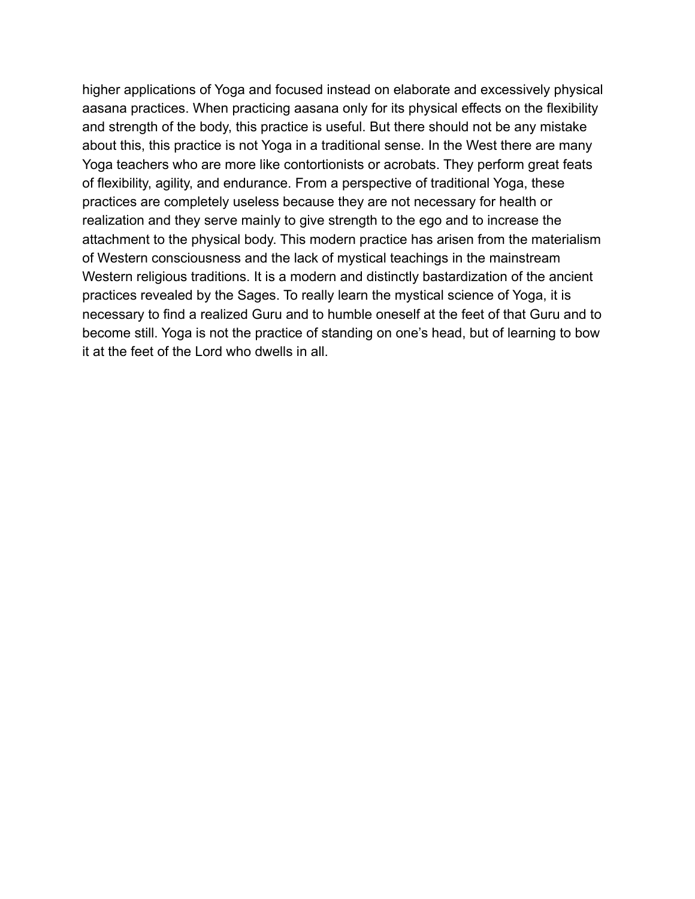higher applications of Yoga and focused instead on elaborate and excessively physical aasana practices. When practicing aasana only for its physical effects on the flexibility and strength of the body, this practice is useful. But there should not be any mistake about this, this practice is not Yoga in a traditional sense. In the West there are many Yoga teachers who are more like contortionists or acrobats. They perform great feats of flexibility, agility, and endurance. From a perspective of traditional Yoga, these practices are completely useless because they are not necessary for health or realization and they serve mainly to give strength to the ego and to increase the attachment to the physical body. This modern practice has arisen from the materialism of Western consciousness and the lack of mystical teachings in the mainstream Western religious traditions. It is a modern and distinctly bastardization of the ancient practices revealed by the Sages. To really learn the mystical science of Yoga, it is necessary to find a realized Guru and to humble oneself at the feet of that Guru and to become still. Yoga is not the practice of standing on one's head, but of learning to bow it at the feet of the Lord who dwells in all.